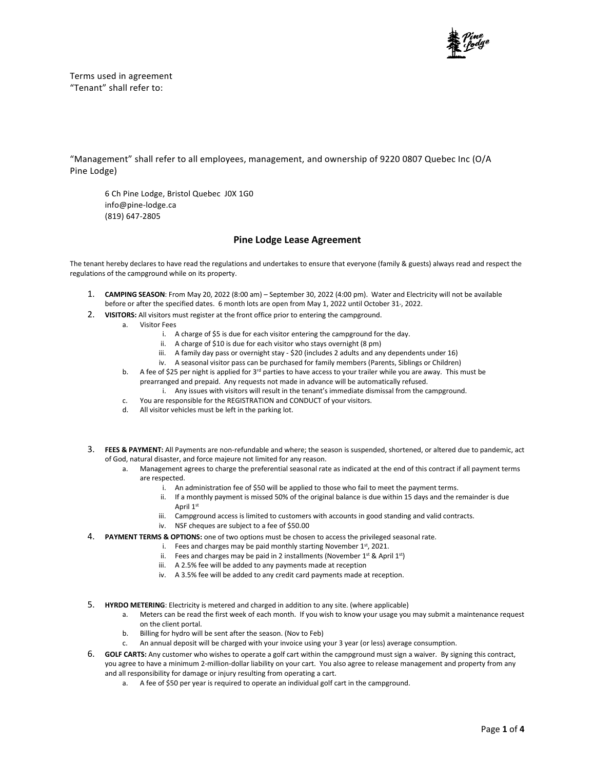Terms used in agreement
"Tenant" shall refer to:

"Management" shall refer to all employees, management, and ownership of 9220 0807 Quebec Inc (O/A Pine Lodge)

6 Ch Pine Lodge, Bristol Quebec J0X 1G0
info@pine-lodge.ca
(819) 647-2805

## Pine Lodge Lease Agreement

The tenant hereby declares to have read the regulations and undertakes to ensure that everyone (family & guests) always read and respect the regulations of the campground while on its property.

1. **CAMPING SEASON**: From May 20, 2022 (8:00 am) – September 30, 2022 (4:00 pm). Water and Electricity will not be available before or after the specified dates. 6 month lots are open from May 1, 2022 until October 31, 2022.
2. **VISITORS:** All visitors must register at the front office prior to entering the campground.
   a. Visitor Fees
      i. A charge of $5 is due for each visitor entering the campground for the day.
      ii. A charge of $10 is due for each visitor who stays overnight (8 pm)
      iii. A family day pass or overnight stay - $20 (includes 2 adults and any dependents under 16)
      iv. A seasonal visitor pass can be purchased for family members (Parents, Siblings or Children)
   b. A fee of $25 per night is applied for 3rd parties to have access to your trailer while you are away. This must be prearranged and prepaid. Any requests not made in advance will be automatically refused.
      i. Any issues with visitors will result in the tenant's immediate dismissal from the campground.
   c. You are responsible for the REGISTRATION and CONDUCT of your visitors.
   d. All visitor vehicles must be left in the parking lot.
3. **FEES & PAYMENT:** All Payments are non-refundable and where; the season is suspended, shortened, or altered due to pandemic, act of God, natural disaster, and force majeure not limited for any reason.
   a. Management agrees to charge the preferential seasonal rate as indicated at the end of this contract if all payment terms are respected.
      i. An administration fee of $50 will be applied to those who fail to meet the payment terms.
      ii. If a monthly payment is missed 50% of the original balance is due within 15 days and the remainder is due April 1st
      iii. Campground access is limited to customers with accounts in good standing and valid contracts.
      iv. NSF cheques are subject to a fee of $50.00
4. **PAYMENT TERMS & OPTIONS:** one of two options must be chosen to access the privileged seasonal rate.
      i. Fees and charges may be paid monthly starting November 1st, 2021.
      ii. Fees and charges may be paid in 2 installments (November 1st & April 1st)
      iii. A 2.5% fee will be added to any payments made at reception
      iv. A 3.5% fee will be added to any credit card payments made at reception.
5. **HYRDO METERING**: Electricity is metered and charged in addition to any site. (where applicable)
   a. Meters can be read the first week of each month. If you wish to know your usage you may submit a maintenance request on the client portal.
   b. Billing for hydro will be sent after the season. (Nov to Feb)
   c. An annual deposit will be charged with your invoice using your 3 year (or less) average consumption.
6. **GOLF CARTS:** Any customer who wishes to operate a golf cart within the campground must sign a waiver. By signing this contract, you agree to have a minimum 2-million-dollar liability on your cart. You also agree to release management and property from any and all responsibility for damage or injury resulting from operating a cart.
   a. A fee of $50 per year is required to operate an individual golf cart in the campground.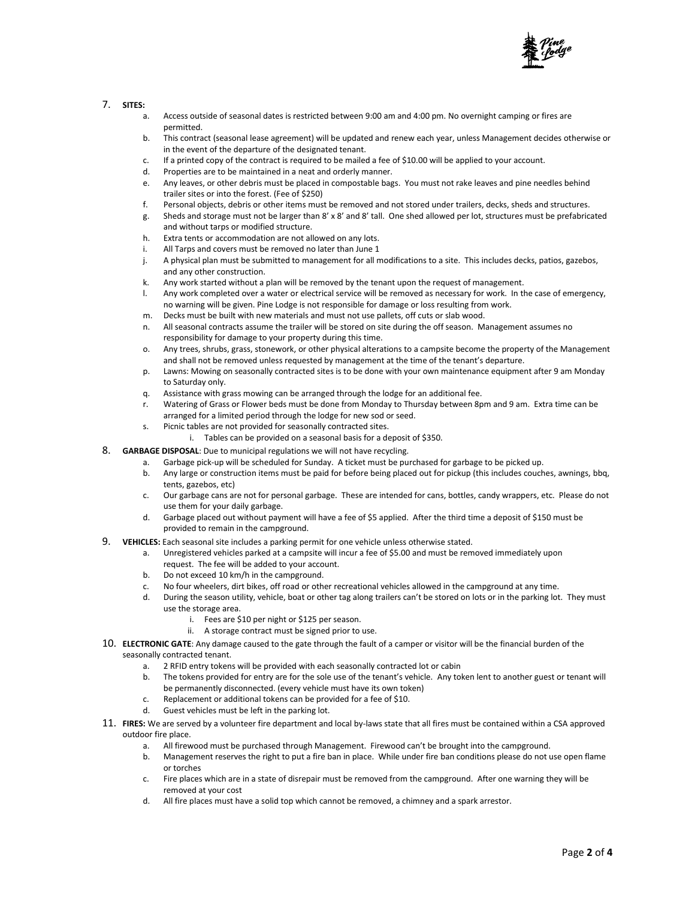7. **SITES:**
    a. Access outside of seasonal dates is restricted between 9:00 am and 4:00 pm. No overnight camping or fires are permitted.
    b. This contract (seasonal lease agreement) will be updated and renew each year, unless Management decides otherwise or in the event of the departure of the designated tenant.
    c. If a printed copy of the contract is required to be mailed a fee of $10.00 will be applied to your account.
    d. Properties are to be maintained in a neat and orderly manner.
    e. Any leaves, or other debris must be placed in compostable bags. You must not rake leaves and pine needles behind trailer sites or into the forest. (Fee of $250)
    f. Personal objects, debris or other items must be removed and not stored under trailers, decks, sheds and structures.
    g. Sheds and storage must not be larger than 8' x 8' and 8' tall. One shed allowed per lot, structures must be prefabricated and without tarps or modified structure.
    h. Extra tents or accommodation are not allowed on any lots.
    i. All Tarps and covers must be removed no later than June 1
    j. A physical plan must be submitted to management for all modifications to a site. This includes decks, patios, gazebos, and any other construction.
    k. Any work started without a plan will be removed by the tenant upon the request of management.
    l. Any work completed over a water or electrical service will be removed as necessary for work. In the case of emergency, no warning will be given. Pine Lodge is not responsible for damage or loss resulting from work.
    m. Decks must be built with new materials and must not use pallets, off cuts or slab wood.
    n. All seasonal contracts assume the trailer will be stored on site during the off season. Management assumes no responsibility for damage to your property during this time.
    o. Any trees, shrubs, grass, stonework, or other physical alterations to a campsite become the property of the Management and shall not be removed unless requested by management at the time of the tenant's departure.
    p. Lawns: Mowing on seasonally contracted sites is to be done with your own maintenance equipment after 9 am Monday to Saturday only.
    q. Assistance with grass mowing can be arranged through the lodge for an additional fee.
    r. Watering of Grass or Flower beds must be done from Monday to Thursday between 8pm and 9 am. Extra time can be arranged for a limited period through the lodge for new sod or seed.
    s. Picnic tables are not provided for seasonally contracted sites.
        i. Tables can be provided on a seasonal basis for a deposit of $350.
8. **GARBAGE DISPOSAL**: Due to municipal regulations we will not have recycling.
    a. Garbage pick-up will be scheduled for Sunday. A ticket must be purchased for garbage to be picked up.
    b. Any large or construction items must be paid for before being placed out for pickup (this includes couches, awnings, bbq, tents, gazebos, etc)
    c. Our garbage cans are not for personal garbage. These are intended for cans, bottles, candy wrappers, etc. Please do not use them for your daily garbage.
    d. Garbage placed out without payment will have a fee of $5 applied. After the third time a deposit of $150 must be provided to remain in the campground.
9. **VEHICLES:** Each seasonal site includes a parking permit for one vehicle unless otherwise stated.
    a. Unregistered vehicles parked at a campsite will incur a fee of $5.00 and must be removed immediately upon request. The fee will be added to your account.
    b. Do not exceed 10 km/h in the campground.
    c. No four wheelers, dirt bikes, off road or other recreational vehicles allowed in the campground at any time.
    d. During the season utility, vehicle, boat or other tag along trailers can't be stored on lots or in the parking lot. They must use the storage area.
        i. Fees are $10 per night or $125 per season.
        ii. A storage contract must be signed prior to use.
10. **ELECTRONIC GATE**: Any damage caused to the gate through the fault of a camper or visitor will be the financial burden of the seasonally contracted tenant.
    a. 2 RFID entry tokens will be provided with each seasonally contracted lot or cabin
    b. The tokens provided for entry are for the sole use of the tenant's vehicle. Any token lent to another guest or tenant will be permanently disconnected. (every vehicle must have its own token)
    c. Replacement or additional tokens can be provided for a fee of $10.
    d. Guest vehicles must be left in the parking lot.
11. **FIRES:** We are served by a volunteer fire department and local by-laws state that all fires must be contained within a CSA approved outdoor fire place.
    a. All firewood must be purchased through Management. Firewood can't be brought into the campground.
    b. Management reserves the right to put a fire ban in place. While under fire ban conditions please do not use open flame or torches
    c. Fire places which are in a state of disrepair must be removed from the campground. After one warning they will be removed at your cost
    d. All fire places must have a solid top which cannot be removed, a chimney and a spark arrestor.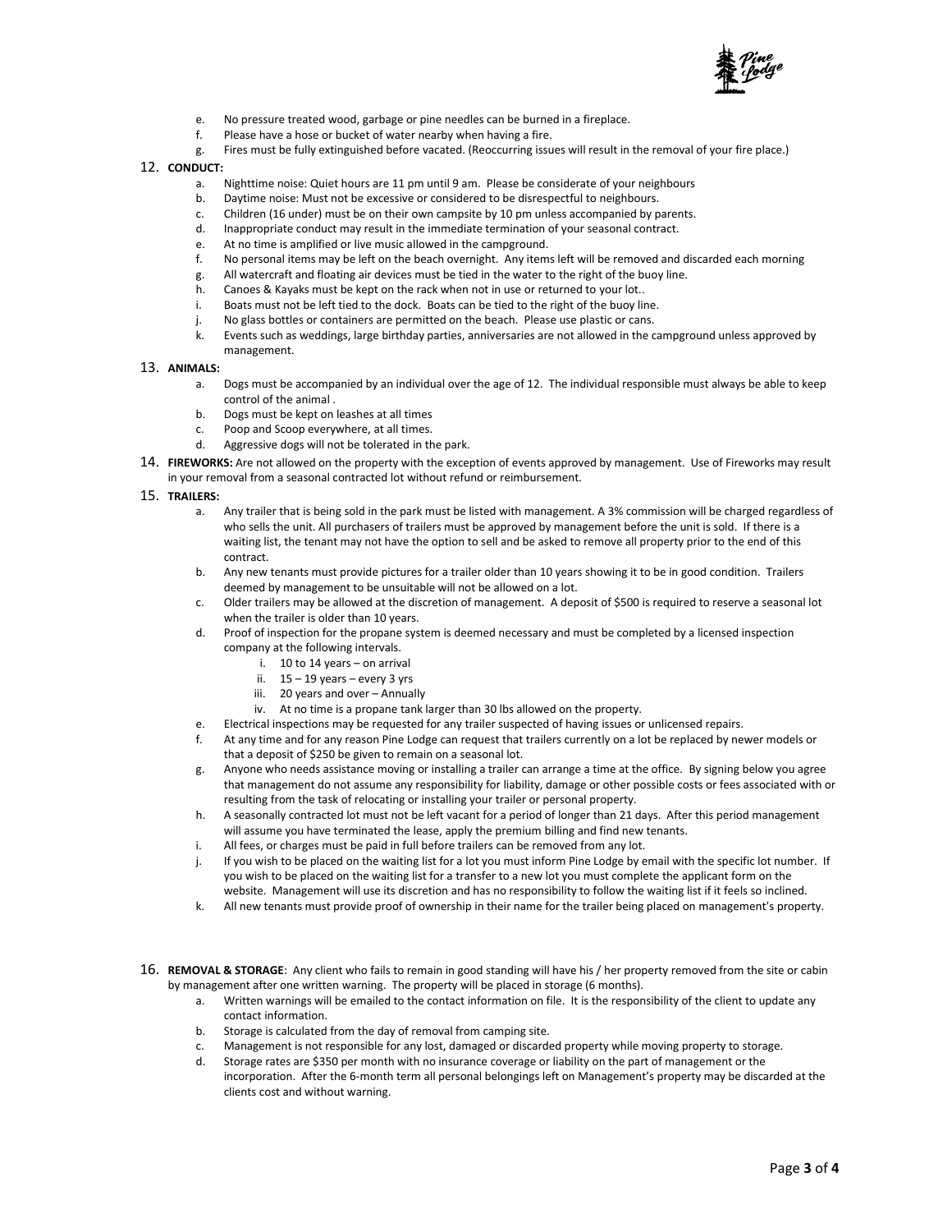e. No pressure treated wood, garbage or pine needles can be burned in a fireplace.
f. Please have a hose or bucket of water nearby when having a fire.
g. Fires must be fully extinguished before vacated. (Reoccurring issues will result in the removal of your fire place.)

12. **CONDUCT:**
    a. Nighttime noise: Quiet hours are 11 pm until 9 am. Please be considerate of your neighbours
    b. Daytime noise: Must not be excessive or considered to be disrespectful to neighbours.
    c. Children (16 under) must be on their own campsite by 10 pm unless accompanied by parents.
    d. Inappropriate conduct may result in the immediate termination of your seasonal contract.
    e. At no time is amplified or live music allowed in the campground.
    f. No personal items may be left on the beach overnight. Any items left will be removed and discarded each morning
    g. All watercraft and floating air devices must be tied in the water to the right of the buoy line.
    h. Canoes & Kayaks must be kept on the rack when not in use or returned to your lot..
    i. Boats must not be left tied to the dock. Boats can be tied to the right of the buoy line.
    j. No glass bottles or containers are permitted on the beach. Please use plastic or cans.
    k. Events such as weddings, large birthday parties, anniversaries are not allowed in the campground unless approved by management.

13. **ANIMALS:**
    a. Dogs must be accompanied by an individual over the age of 12. The individual responsible must always be able to keep control of the animal .
    b. Dogs must be kept on leashes at all times
    c. Poop and Scoop everywhere, at all times.
    d. Aggressive dogs will not be tolerated in the park.

14. **FIREWORKS:** Are not allowed on the property with the exception of events approved by management. Use of Fireworks may result in your removal from a seasonal contracted lot without refund or reimbursement.

15. **TRAILERS:**
    a. Any trailer that is being sold in the park must be listed with management. A 3% commission will be charged regardless of who sells the unit. All purchasers of trailers must be approved by management before the unit is sold. If there is a waiting list, the tenant may not have the option to sell and be asked to remove all property prior to the end of this contract.
    b. Any new tenants must provide pictures for a trailer older than 10 years showing it to be in good condition. Trailers deemed by management to be unsuitable will not be allowed on a lot.
    c. Older trailers may be allowed at the discretion of management. A deposit of $500 is required to reserve a seasonal lot when the trailer is older than 10 years.
    d. Proof of inspection for the propane system is deemed necessary and must be completed by a licensed inspection company at the following intervals.
        i. 10 to 14 years – on arrival
        ii. 15 – 19 years – every 3 yrs
        iii. 20 years and over – Annually
        iv. At no time is a propane tank larger than 30 lbs allowed on the property.
    e. Electrical inspections may be requested for any trailer suspected of having issues or unlicensed repairs.
    f. At any time and for any reason Pine Lodge can request that trailers currently on a lot be replaced by newer models or that a deposit of $250 be given to remain on a seasonal lot.
    g. Anyone who needs assistance moving or installing a trailer can arrange a time at the office. By signing below you agree that management do not assume any responsibility for liability, damage or other possible costs or fees associated with or resulting from the task of relocating or installing your trailer or personal property.
    h. A seasonally contracted lot must not be left vacant for a period of longer than 21 days. After this period management will assume you have terminated the lease, apply the premium billing and find new tenants.
    i. All fees, or charges must be paid in full before trailers can be removed from any lot.
    j. If you wish to be placed on the waiting list for a lot you must inform Pine Lodge by email with the specific lot number. If you wish to be placed on the waiting list for a transfer to a new lot you must complete the applicant form on the website. Management will use its discretion and has no responsibility to follow the waiting list if it feels so inclined.
    k. All new tenants must provide proof of ownership in their name for the trailer being placed on management's property.

16. **REMOVAL & STORAGE**: Any client who fails to remain in good standing will have his / her property removed from the site or cabin by management after one written warning. The property will be placed in storage (6 months).
    a. Written warnings will be emailed to the contact information on file. It is the responsibility of the client to update any contact information.
    b. Storage is calculated from the day of removal from camping site.
    c. Management is not responsible for any lost, damaged or discarded property while moving property to storage.
    d. Storage rates are $350 per month with no insurance coverage or liability on the part of management or the incorporation. After the 6-month term all personal belongings left on Management's property may be discarded at the clients cost and without warning.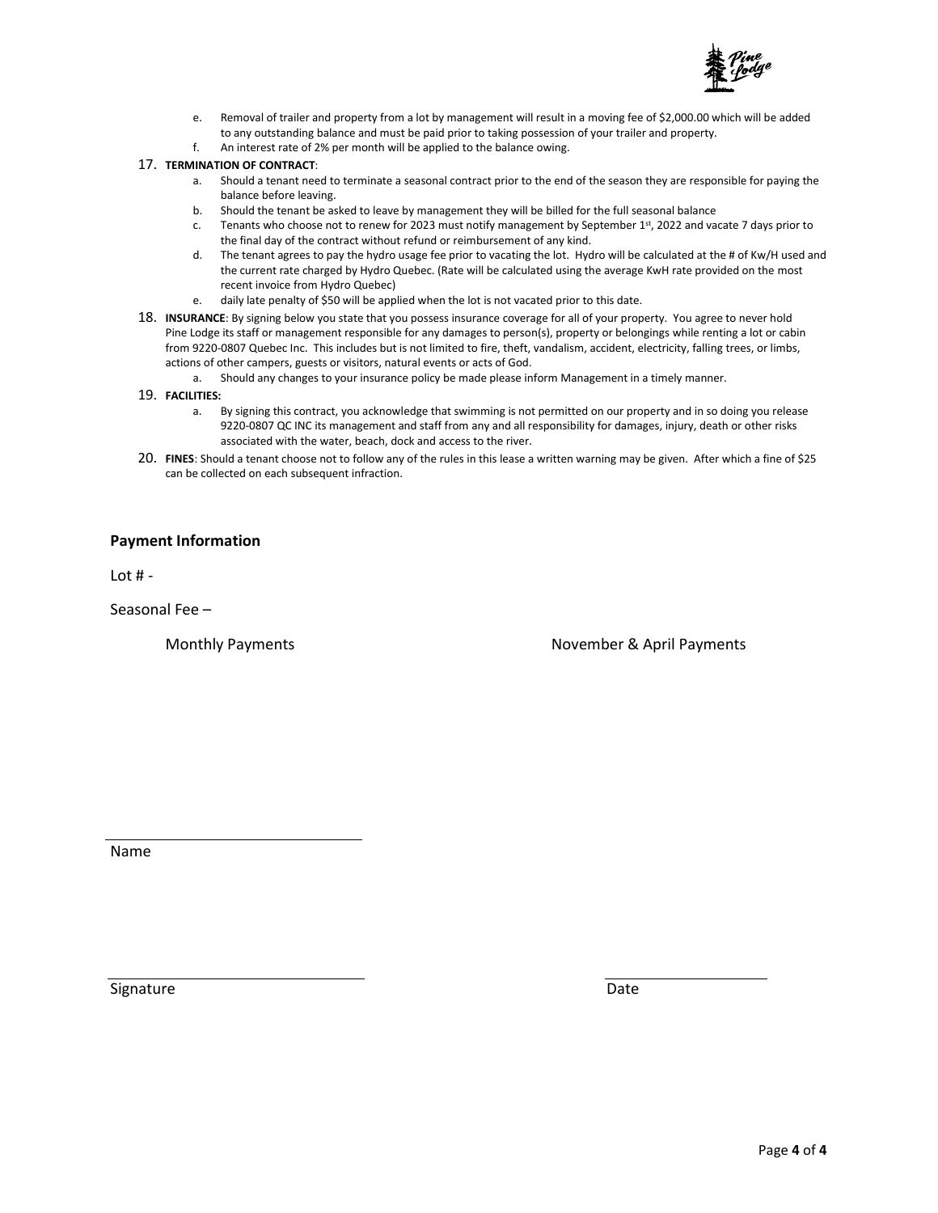e. Removal of trailer and property from a lot by management will result in a moving fee of $2,000.00 which will be added to any outstanding balance and must be paid prior to taking possession of your trailer and property.
f. An interest rate of 2% per month will be applied to the balance owing.

17. **TERMINATION OF CONTRACT**:
    a. Should a tenant need to terminate a seasonal contract prior to the end of the season they are responsible for paying the balance before leaving.
    b. Should the tenant be asked to leave by management they will be billed for the full seasonal balance
    c. Tenants who choose not to renew for 2023 must notify management by September 1st, 2022 and vacate 7 days prior to the final day of the contract without refund or reimbursement of any kind.
    d. The tenant agrees to pay the hydro usage fee prior to vacating the lot. Hydro will be calculated at the # of Kw/H used and the current rate charged by Hydro Quebec. (Rate will be calculated using the average KwH rate provided on the most recent invoice from Hydro Quebec)
    e. daily late penalty of $50 will be applied when the lot is not vacated prior to this date.
18. **INSURANCE**: By signing below you state that you possess insurance coverage for all of your property. You agree to never hold Pine Lodge its staff or management responsible for any damages to person(s), property or belongings while renting a lot or cabin from 9220-0807 Quebec Inc. This includes but is not limited to fire, theft, vandalism, accident, electricity, falling trees, or limbs, actions of other campers, guests or visitors, natural events or acts of God.
    a. Should any changes to your insurance policy be made please inform Management in a timely manner.
19. **FACILITIES:**
    a. By signing this contract, you acknowledge that swimming is not permitted on our property and in so doing you release 9220-0807 QC INC its management and staff from any and all responsibility for damages, injury, death or other risks associated with the water, beach, dock and access to the river.
20. **FINES**: Should a tenant choose not to follow any of the rules in this lease a written warning may be given. After which a fine of $25 can be collected on each subsequent infraction.

**Payment Information**

Lot # -

Seasonal Fee –

Monthly Payments

November & April Payments

Name

Signature

Date